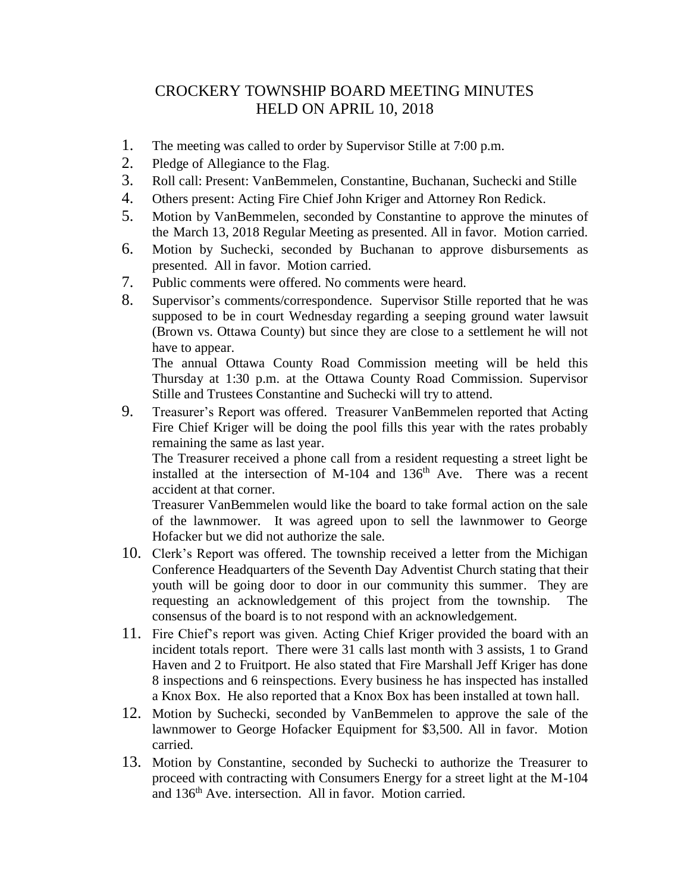# CROCKERY TOWNSHIP BOARD MEETING MINUTES
# HELD ON APRIL 10, 2018

1. The meeting was called to order by Supervisor Stille at 7:00 p.m.
2. Pledge of Allegiance to the Flag.
3. Roll call: Present: VanBemmelen, Constantine, Buchanan, Suchecki and Stille
4. Others present: Acting Fire Chief John Kriger and Attorney Ron Redick.
5. Motion by VanBemmelen, seconded by Constantine to approve the minutes of the March 13, 2018 Regular Meeting as presented. All in favor. Motion carried.
6. Motion by Suchecki, seconded by Buchanan to approve disbursements as presented. All in favor. Motion carried.
7. Public comments were offered. No comments were heard.
8. Supervisor's comments/correspondence. Supervisor Stille reported that he was supposed to be in court Wednesday regarding a seeping ground water lawsuit (Brown vs. Ottawa County) but since they are close to a settlement he will not have to appear.

   The annual Ottawa County Road Commission meeting will be held this Thursday at 1:30 p.m. at the Ottawa County Road Commission. Supervisor Stille and Trustees Constantine and Suchecki will try to attend.
9. Treasurer's Report was offered. Treasurer VanBemmelen reported that Acting Fire Chief Kriger will be doing the pool fills this year with the rates probably remaining the same as last year.

   The Treasurer received a phone call from a resident requesting a street light be installed at the intersection of M-104 and 136th Ave. There was a recent accident at that corner.

   Treasurer VanBemmelen would like the board to take formal action on the sale of the lawnmower. It was agreed upon to sell the lawnmower to George Hofacker but we did not authorize the sale.
10. Clerk's Report was offered. The township received a letter from the Michigan Conference Headquarters of the Seventh Day Adventist Church stating that their youth will be going door to door in our community this summer. They are requesting an acknowledgement of this project from the township. The consensus of the board is to not respond with an acknowledgement.
11. Fire Chief's report was given. Acting Chief Kriger provided the board with an incident totals report. There were 31 calls last month with 3 assists, 1 to Grand Haven and 2 to Fruitport. He also stated that Fire Marshall Jeff Kriger has done 8 inspections and 6 reinspections. Every business he has inspected has installed a Knox Box. He also reported that a Knox Box has been installed at town hall.
12. Motion by Suchecki, seconded by VanBemmelen to approve the sale of the lawnmower to George Hofacker Equipment for $3,500. All in favor. Motion carried.
13. Motion by Constantine, seconded by Suchecki to authorize the Treasurer to proceed with contracting with Consumers Energy for a street light at the M-104 and 136th Ave. intersection. All in favor. Motion carried.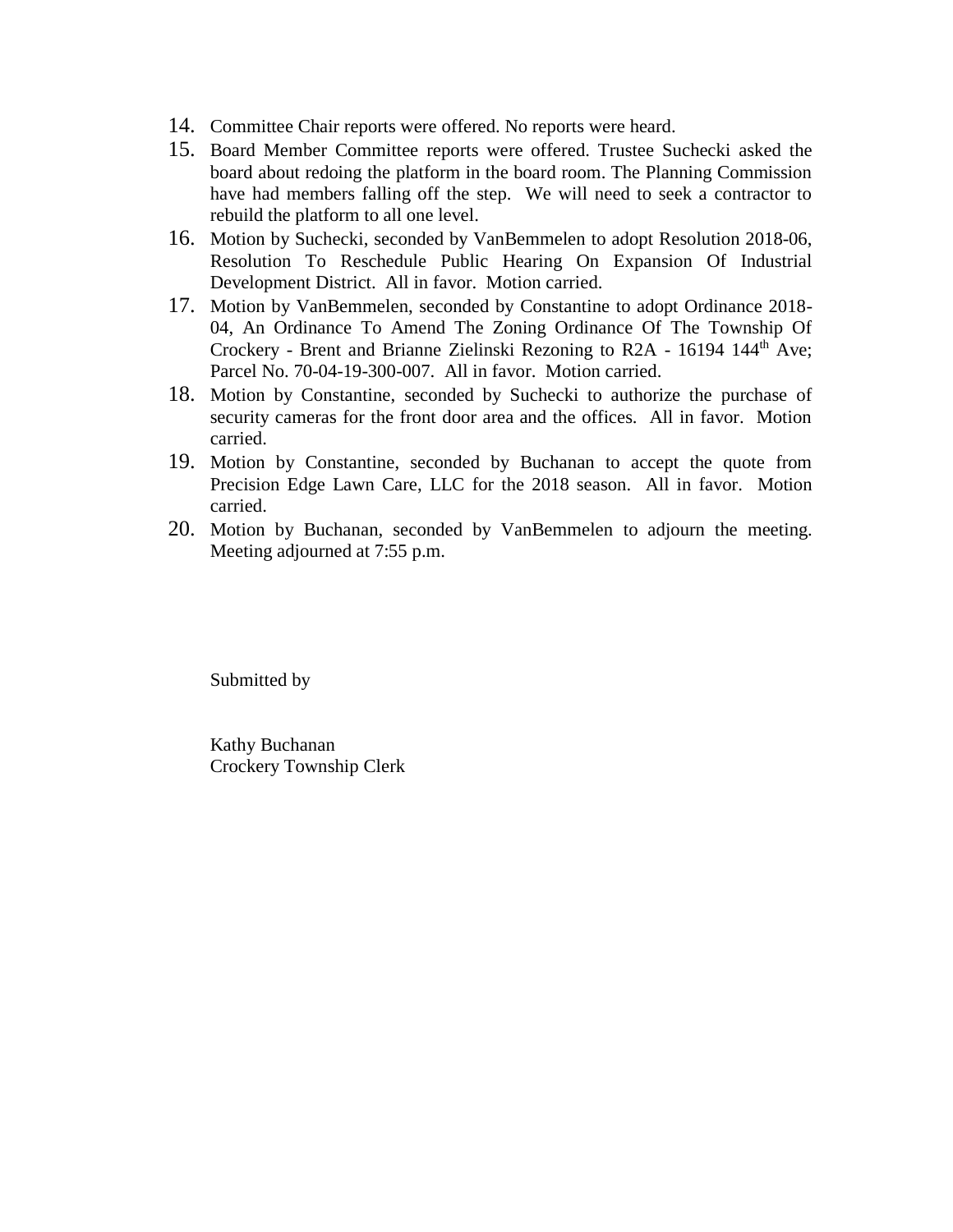14. Committee Chair reports were offered. No reports were heard.
15. Board Member Committee reports were offered. Trustee Suchecki asked the board about redoing the platform in the board room. The Planning Commission have had members falling off the step. We will need to seek a contractor to rebuild the platform to all one level.
16. Motion by Suchecki, seconded by VanBemmelen to adopt Resolution 2018-06, Resolution To Reschedule Public Hearing On Expansion Of Industrial Development District. All in favor. Motion carried.
17. Motion by VanBemmelen, seconded by Constantine to adopt Ordinance 2018-04, An Ordinance To Amend The Zoning Ordinance Of The Township Of Crockery - Brent and Brianne Zielinski Rezoning to R2A - 16194 144th Ave; Parcel No. 70-04-19-300-007. All in favor. Motion carried.
18. Motion by Constantine, seconded by Suchecki to authorize the purchase of security cameras for the front door area and the offices. All in favor. Motion carried.
19. Motion by Constantine, seconded by Buchanan to accept the quote from Precision Edge Lawn Care, LLC for the 2018 season. All in favor. Motion carried.
20. Motion by Buchanan, seconded by VanBemmelen to adjourn the meeting. Meeting adjourned at 7:55 p.m.

Submitted by

Kathy Buchanan
Crockery Township Clerk